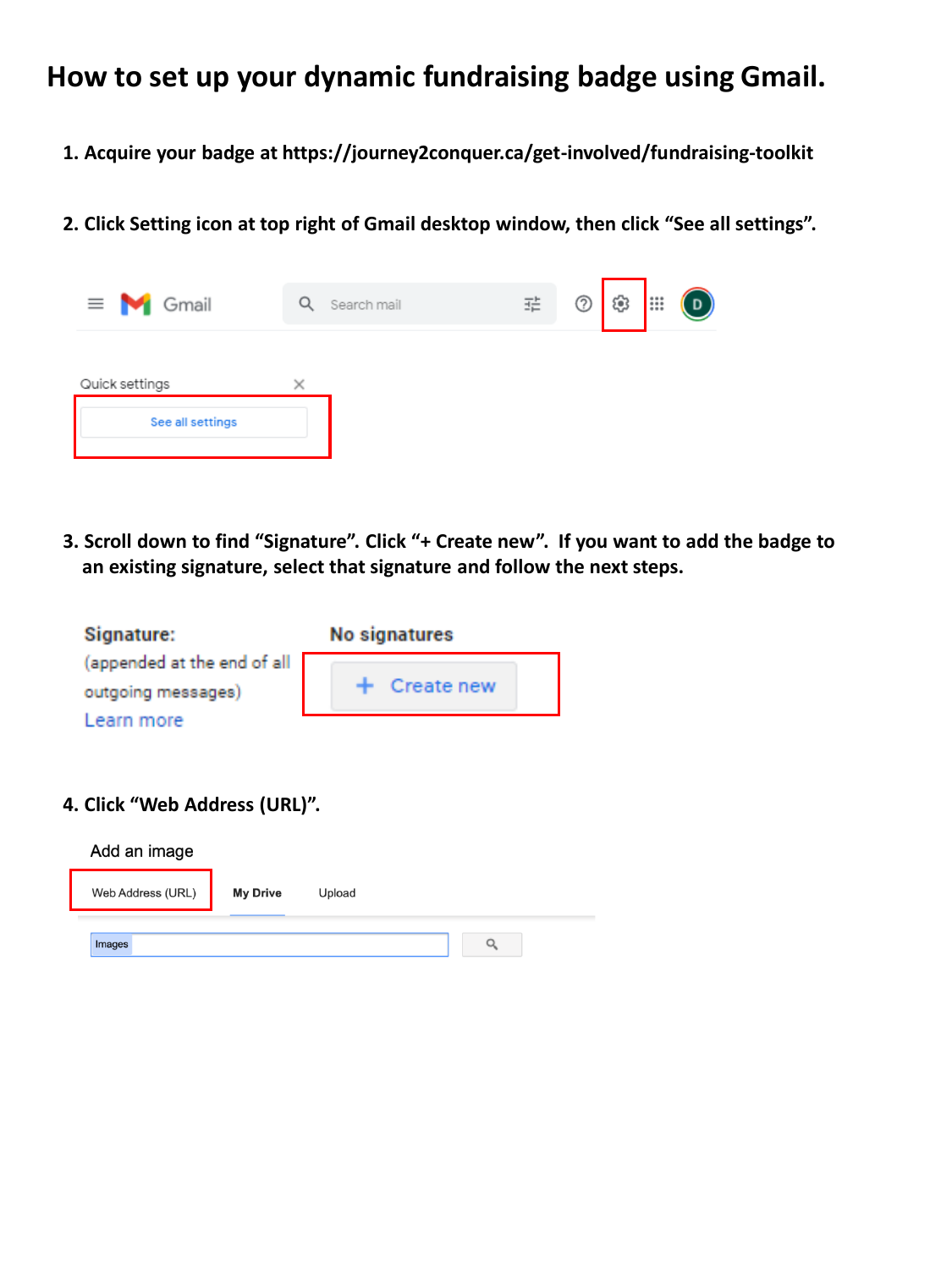# How to set up your dynamic fundraising badge using Gmail.

1. Acquire your badge at https://journey2conquer.ca/get-involved/fundraising-toolkit

2. Click Setting icon at top right of Gmail desktop window, then click "See all settings".

3. Scroll down to find "Signature". Click "+ Create new". If you want to add the badge to an existing signature, select that signature and follow the next steps.

4. Click "Web Address (URL)".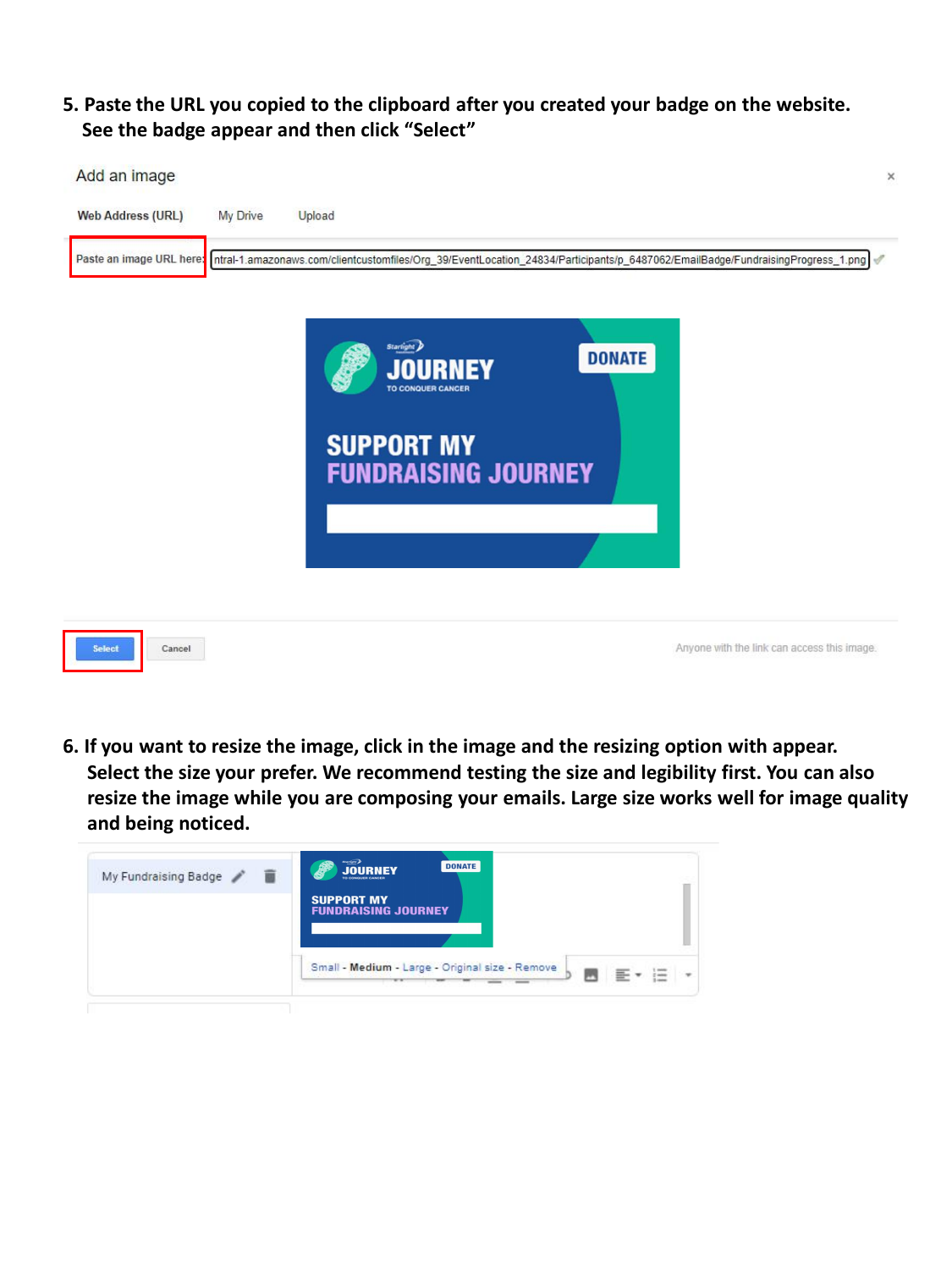5. Paste the URL you copied to the clipboard after you created your badge on the website. See the badge appear and then click "Select"

Add an image

Web Address (URL) My Drive Upload

Paste an image URL here: ntral-1.amazonaws.com/clientcustomfiles/Org_39/EventLocation_24834/Participants/p_6487062/EmailBadge/FundraisingProgress_1.png

Select Cancel

Anyone with the link can access this image.

6. If you want to resize the image, click in the image and the resizing option with appear. Select the size your prefer. We recommend testing the size and legibility first. You can also resize the image while you are composing your emails. Large size works well for image quality and being noticed.

My Fundraising Badge

Small - Medium - Large - Original size - Remove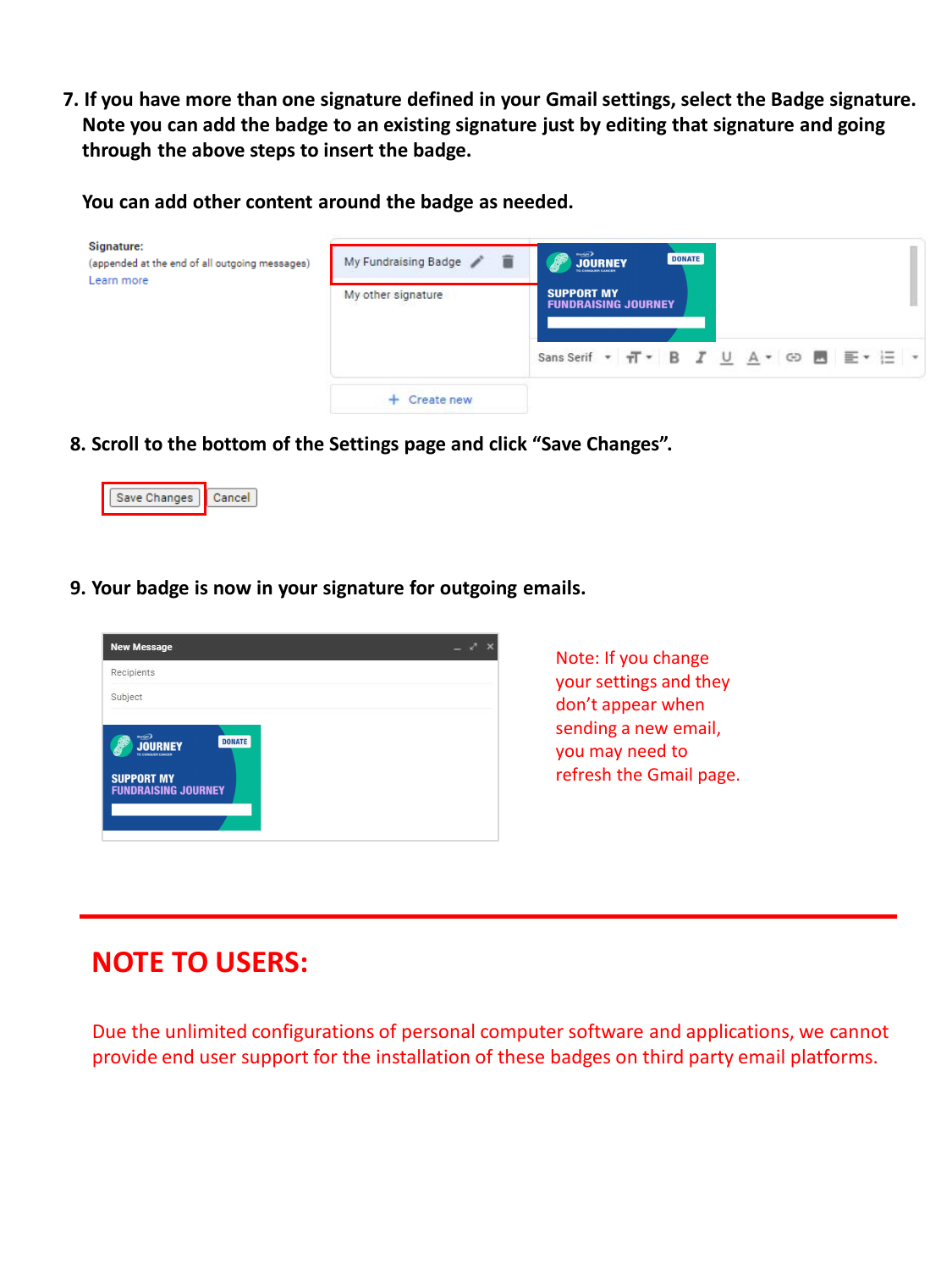7. If you have more than one signature defined in your Gmail settings, select the Badge signature. Note you can add the badge to an existing signature just by editing that signature and going through the above steps to insert the badge.

   You can add other content around the badge as needed.

8. Scroll to the bottom of the Settings page and click "Save Changes".

9. Your badge is now in your signature for outgoing emails.

Note: If you change your settings and they don't appear when sending a new email, you may need to refresh the Gmail page.

## NOTE TO USERS:

Due the unlimited configurations of personal computer software and applications, we cannot provide end user support for the installation of these badges on third party email platforms.